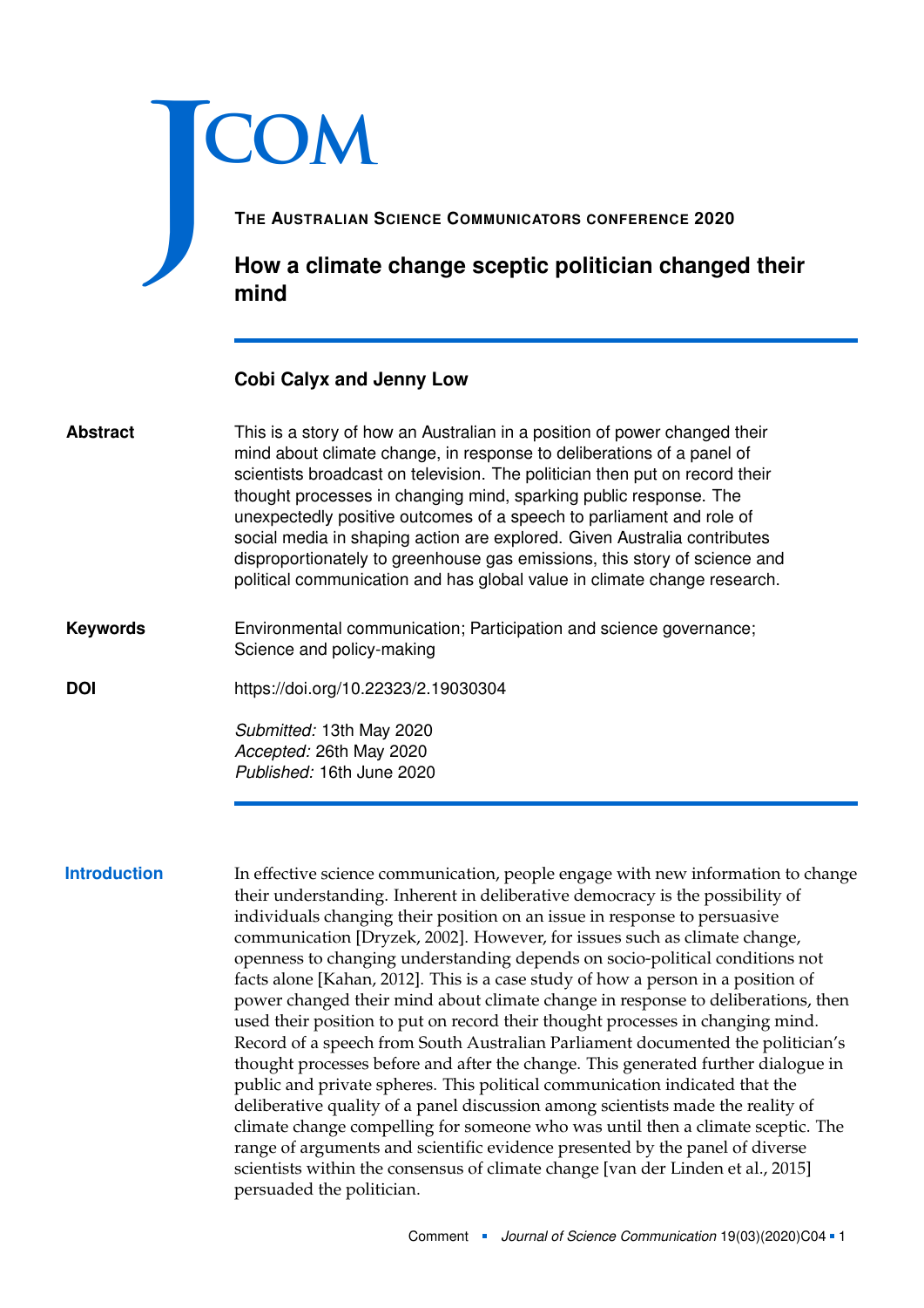THE AUSTRALIAN SCIENCE COMMUNICATORS CONFERENCE 2020

# How a climate change sceptic politician changed their mind

**Cobi Calyx and Jenny Low**

**Abstract**

This is a story of how an Australian in a position of power changed their mind about climate change, in response to deliberations of a panel of scientists broadcast on television. The politician then put on record their thought processes in changing mind, sparking public response. The unexpectedly positive outcomes of a speech to parliament and role of social media in shaping action are explored. Given Australia contributes disproportionately to greenhouse gas emissions, this story of science and political communication and has global value in climate change research.

**Keywords**

Environmental communication; Participation and science governance; Science and policy-making

**DOI**

https://doi.org/10.22323/2.19030304

*Submitted:* 13th May 2020
*Accepted:* 26th May 2020
*Published:* 16th June 2020

## Introduction

In effective science communication, people engage with new information to change their understanding. Inherent in deliberative democracy is the possibility of individuals changing their position on an issue in response to persuasive communication [Dryzek, 2002]. However, for issues such as climate change, openness to changing understanding depends on socio-political conditions not facts alone [Kahan, 2012]. This is a case study of how a person in a position of power changed their mind about climate change in response to deliberations, then used their position to put on record their thought processes in changing mind. Record of a speech from South Australian Parliament documented the politician's thought processes before and after the change. This generated further dialogue in public and private spheres. This political communication indicated that the deliberative quality of a panel discussion among scientists made the reality of climate change compelling for someone who was until then a climate sceptic. The range of arguments and scientific evidence presented by the panel of diverse scientists within the consensus of climate change [van der Linden et al., 2015] persuaded the politician.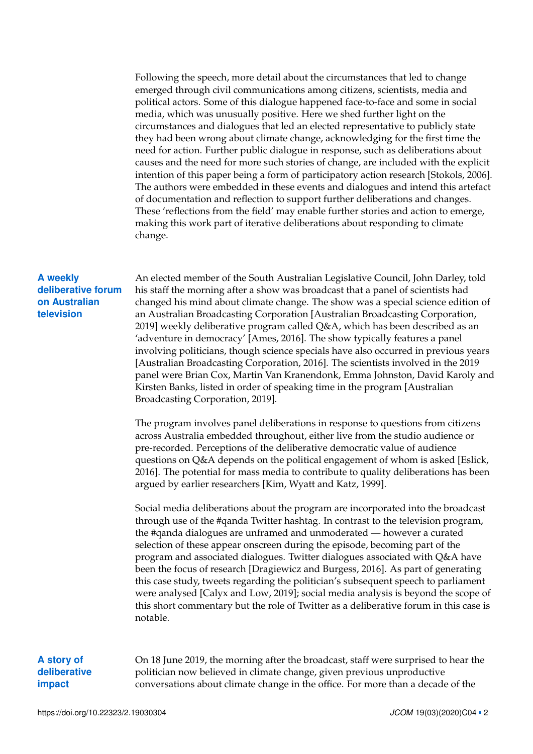Following the speech, more detail about the circumstances that led to change emerged through civil communications among citizens, scientists, media and political actors. Some of this dialogue happened face-to-face and some in social media, which was unusually positive. Here we shed further light on the circumstances and dialogues that led an elected representative to publicly state they had been wrong about climate change, acknowledging for the first time the need for action. Further public dialogue in response, such as deliberations about causes and the need for more such stories of change, are included with the explicit intention of this paper being a form of participatory action research [Stokols, 2006]. The authors were embedded in these events and dialogues and intend this artefact of documentation and reflection to support further deliberations and changes. These 'reflections from the field' may enable further stories and action to emerge, making this work part of iterative deliberations about responding to climate change.

## A weekly deliberative forum on Australian television

An elected member of the South Australian Legislative Council, John Darley, told his staff the morning after a show was broadcast that a panel of scientists had changed his mind about climate change. The show was a special science edition of an Australian Broadcasting Corporation [Australian Broadcasting Corporation, 2019] weekly deliberative program called Q&A, which has been described as an 'adventure in democracy' [Ames, 2016]. The show typically features a panel involving politicians, though science specials have also occurred in previous years [Australian Broadcasting Corporation, 2016]. The scientists involved in the 2019 panel were Brian Cox, Martin Van Kranendonk, Emma Johnston, David Karoly and Kirsten Banks, listed in order of speaking time in the program [Australian Broadcasting Corporation, 2019].

The program involves panel deliberations in response to questions from citizens across Australia embedded throughout, either live from the studio audience or pre-recorded. Perceptions of the deliberative democratic value of audience questions on Q&A depends on the political engagement of whom is asked [Eslick, 2016]. The potential for mass media to contribute to quality deliberations has been argued by earlier researchers [Kim, Wyatt and Katz, 1999].

Social media deliberations about the program are incorporated into the broadcast through use of the #qanda Twitter hashtag. In contrast to the television program, the #qanda dialogues are unframed and unmoderated — however a curated selection of these appear onscreen during the episode, becoming part of the program and associated dialogues. Twitter dialogues associated with Q&A have been the focus of research [Dragiewicz and Burgess, 2016]. As part of generating this case study, tweets regarding the politician's subsequent speech to parliament were analysed [Calyx and Low, 2019]; social media analysis is beyond the scope of this short commentary but the role of Twitter as a deliberative forum in this case is notable.

## A story of deliberative impact

On 18 June 2019, the morning after the broadcast, staff were surprised to hear the politician now believed in climate change, given previous unproductive conversations about climate change in the office. For more than a decade of the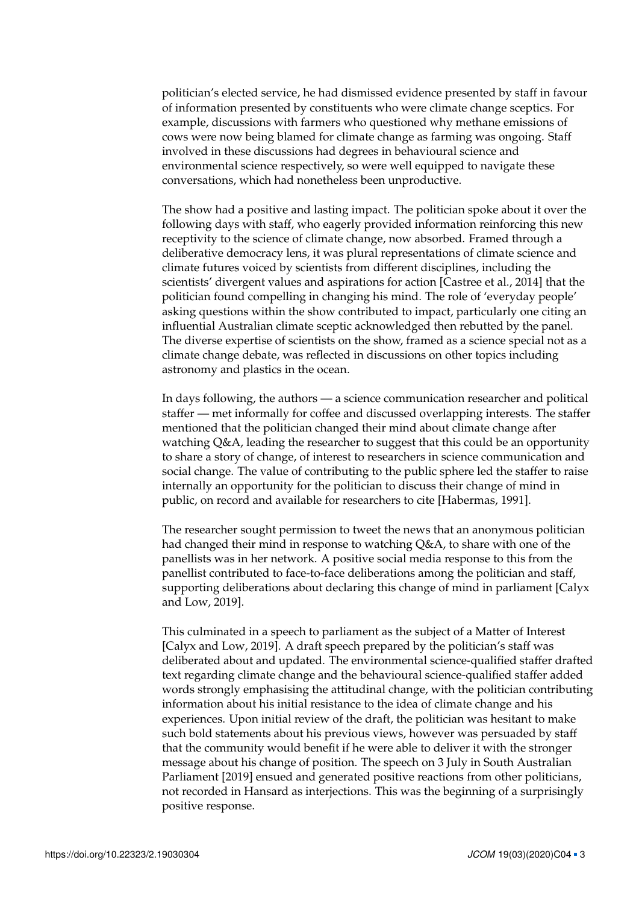politician's elected service, he had dismissed evidence presented by staff in favour of information presented by constituents who were climate change sceptics. For example, discussions with farmers who questioned why methane emissions of cows were now being blamed for climate change as farming was ongoing. Staff involved in these discussions had degrees in behavioural science and environmental science respectively, so were well equipped to navigate these conversations, which had nonetheless been unproductive.

The show had a positive and lasting impact. The politician spoke about it over the following days with staff, who eagerly provided information reinforcing this new receptivity to the science of climate change, now absorbed. Framed through a deliberative democracy lens, it was plural representations of climate science and climate futures voiced by scientists from different disciplines, including the scientists' divergent values and aspirations for action [Castree et al., 2014] that the politician found compelling in changing his mind. The role of 'everyday people' asking questions within the show contributed to impact, particularly one citing an influential Australian climate sceptic acknowledged then rebutted by the panel. The diverse expertise of scientists on the show, framed as a science special not as a climate change debate, was reflected in discussions on other topics including astronomy and plastics in the ocean.

In days following, the authors — a science communication researcher and political staffer — met informally for coffee and discussed overlapping interests. The staffer mentioned that the politician changed their mind about climate change after watching Q&A, leading the researcher to suggest that this could be an opportunity to share a story of change, of interest to researchers in science communication and social change. The value of contributing to the public sphere led the staffer to raise internally an opportunity for the politician to discuss their change of mind in public, on record and available for researchers to cite [Habermas, 1991].

The researcher sought permission to tweet the news that an anonymous politician had changed their mind in response to watching Q&A, to share with one of the panellists was in her network. A positive social media response to this from the panellist contributed to face-to-face deliberations among the politician and staff, supporting deliberations about declaring this change of mind in parliament [Calyx and Low, 2019].

This culminated in a speech to parliament as the subject of a Matter of Interest [Calyx and Low, 2019]. A draft speech prepared by the politician's staff was deliberated about and updated. The environmental science-qualified staffer drafted text regarding climate change and the behavioural science-qualified staffer added words strongly emphasising the attitudinal change, with the politician contributing information about his initial resistance to the idea of climate change and his experiences. Upon initial review of the draft, the politician was hesitant to make such bold statements about his previous views, however was persuaded by staff that the community would benefit if he were able to deliver it with the stronger message about his change of position. The speech on 3 July in South Australian Parliament [2019] ensued and generated positive reactions from other politicians, not recorded in Hansard as interjections. This was the beginning of a surprisingly positive response.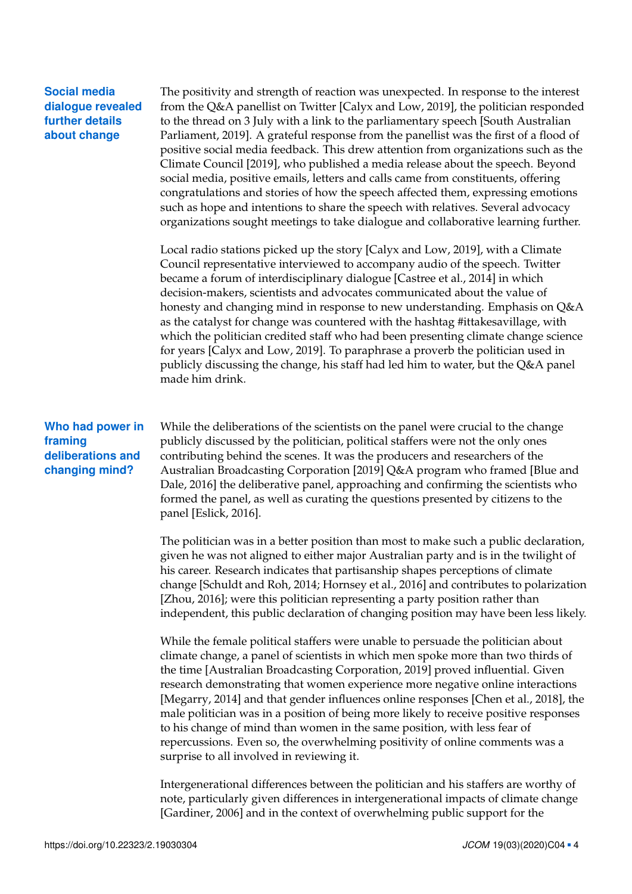## Social media dialogue revealed further details about change

The positivity and strength of reaction was unexpected. In response to the interest from the Q&A panellist on Twitter [Calyx and Low, 2019], the politician responded to the thread on 3 July with a link to the parliamentary speech [South Australian Parliament, 2019]. A grateful response from the panellist was the first of a flood of positive social media feedback. This drew attention from organizations such as the Climate Council [2019], who published a media release about the speech. Beyond social media, positive emails, letters and calls came from constituents, offering congratulations and stories of how the speech affected them, expressing emotions such as hope and intentions to share the speech with relatives. Several advocacy organizations sought meetings to take dialogue and collaborative learning further.

Local radio stations picked up the story [Calyx and Low, 2019], with a Climate Council representative interviewed to accompany audio of the speech. Twitter became a forum of interdisciplinary dialogue [Castree et al., 2014] in which decision-makers, scientists and advocates communicated about the value of honesty and changing mind in response to new understanding. Emphasis on Q&A as the catalyst for change was countered with the hashtag #ittakesavillage, with which the politician credited staff who had been presenting climate change science for years [Calyx and Low, 2019]. To paraphrase a proverb the politician used in publicly discussing the change, his staff had led him to water, but the Q&A panel made him drink.

## Who had power in framing deliberations and changing mind?

While the deliberations of the scientists on the panel were crucial to the change publicly discussed by the politician, political staffers were not the only ones contributing behind the scenes. It was the producers and researchers of the Australian Broadcasting Corporation [2019] Q&A program who framed [Blue and Dale, 2016] the deliberative panel, approaching and confirming the scientists who formed the panel, as well as curating the questions presented by citizens to the panel [Eslick, 2016].

The politician was in a better position than most to make such a public declaration, given he was not aligned to either major Australian party and is in the twilight of his career. Research indicates that partisanship shapes perceptions of climate change [Schuldt and Roh, 2014; Hornsey et al., 2016] and contributes to polarization [Zhou, 2016]; were this politician representing a party position rather than independent, this public declaration of changing position may have been less likely.

While the female political staffers were unable to persuade the politician about climate change, a panel of scientists in which men spoke more than two thirds of the time [Australian Broadcasting Corporation, 2019] proved influential. Given research demonstrating that women experience more negative online interactions [Megarry, 2014] and that gender influences online responses [Chen et al., 2018], the male politician was in a position of being more likely to receive positive responses to his change of mind than women in the same position, with less fear of repercussions. Even so, the overwhelming positivity of online comments was a surprise to all involved in reviewing it.

Intergenerational differences between the politician and his staffers are worthy of note, particularly given differences in intergenerational impacts of climate change [Gardiner, 2006] and in the context of overwhelming public support for the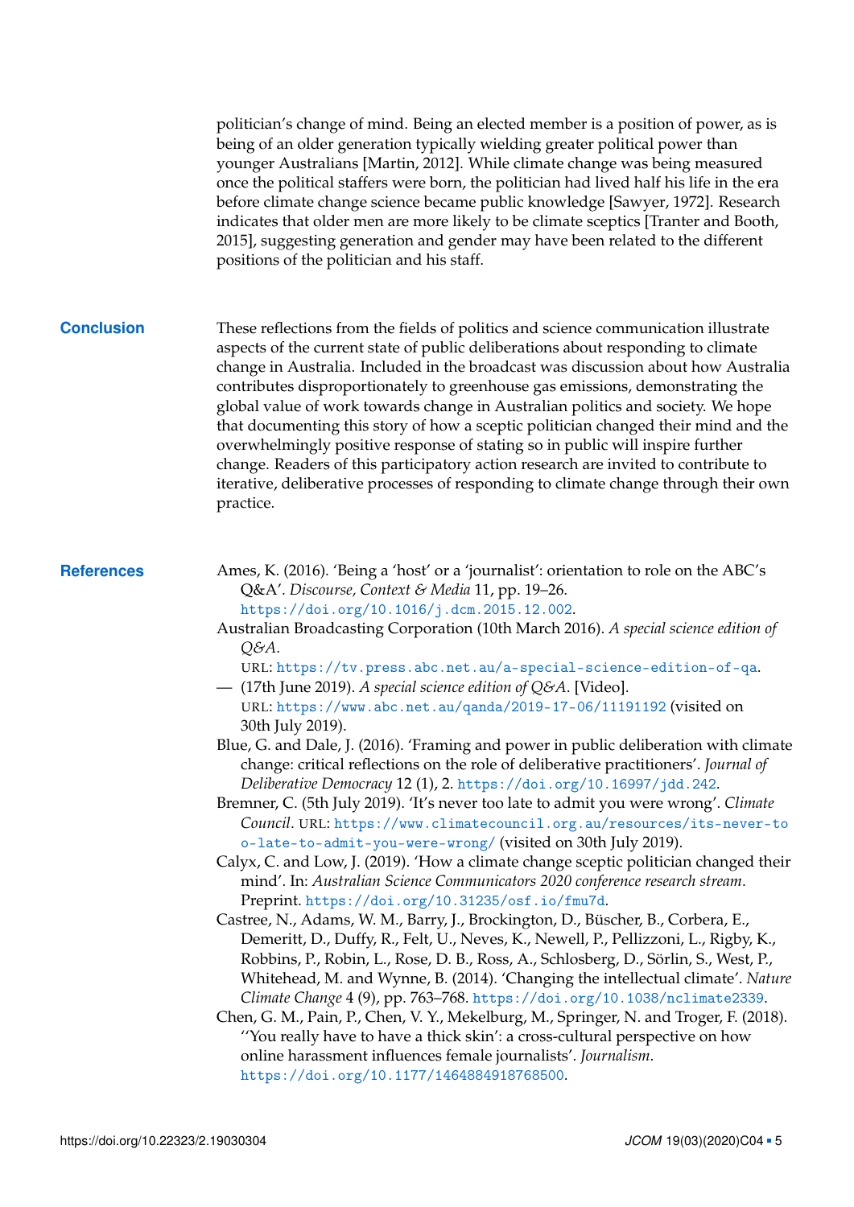politician's change of mind. Being an elected member is a position of power, as is being of an older generation typically wielding greater political power than younger Australians [Martin, 2012]. While climate change was being measured once the political staffers were born, the politician had lived half his life in the era before climate change science became public knowledge [Sawyer, 1972]. Research indicates that older men are more likely to be climate sceptics [Tranter and Booth, 2015], suggesting generation and gender may have been related to the different positions of the politician and his staff.

## Conclusion

These reflections from the fields of politics and science communication illustrate aspects of the current state of public deliberations about responding to climate change in Australia. Included in the broadcast was discussion about how Australia contributes disproportionately to greenhouse gas emissions, demonstrating the global value of work towards change in Australian politics and society. We hope that documenting this story of how a sceptic politician changed their mind and the overwhelmingly positive response of stating so in public will inspire further change. Readers of this participatory action research are invited to contribute to iterative, deliberative processes of responding to climate change through their own practice.

## References

Ames, K. (2016). 'Being a 'host' or a 'journalist': orientation to role on the ABC's Q&A'. *Discourse, Context & Media* 11, pp. 19–26. https://doi.org/10.1016/j.dcm.2015.12.002.

Australian Broadcasting Corporation (10th March 2016). *A special science edition of Q&A*. URL: https://tv.press.abc.net.au/a-special-science-edition-of-qa.

— (17th June 2019). *A special science edition of Q&A*. [Video]. URL: https://www.abc.net.au/qanda/2019-17-06/11191192 (visited on 30th July 2019).

Blue, G. and Dale, J. (2016). 'Framing and power in public deliberation with climate change: critical reflections on the role of deliberative practitioners'. *Journal of Deliberative Democracy* 12 (1), 2. https://doi.org/10.16997/jdd.242.

Bremner, C. (5th July 2019). 'It's never too late to admit you were wrong'. *Climate Council*. URL: https://www.climatecouncil.org.au/resources/its-never-too-late-to-admit-you-were-wrong/ (visited on 30th July 2019).

Calyx, C. and Low, J. (2019). 'How a climate change sceptic politician changed their mind'. In: *Australian Science Communicators 2020 conference research stream*. Preprint. https://doi.org/10.31235/osf.io/fmu7d.

Castree, N., Adams, W. M., Barry, J., Brockington, D., Büscher, B., Corbera, E., Demeritt, D., Duffy, R., Felt, U., Neves, K., Newell, P., Pellizzoni, L., Rigby, K., Robbins, P., Robin, L., Rose, D. B., Ross, A., Schlosberg, D., Sörlin, S., West, P., Whitehead, M. and Wynne, B. (2014). 'Changing the intellectual climate'. *Nature Climate Change* 4 (9), pp. 763–768. https://doi.org/10.1038/nclimate2339.

Chen, G. M., Pain, P., Chen, V. Y., Mekelburg, M., Springer, N. and Troger, F. (2018). ''You really have to have a thick skin': a cross-cultural perspective on how online harassment influences female journalists'. *Journalism*. https://doi.org/10.1177/1464884918768500.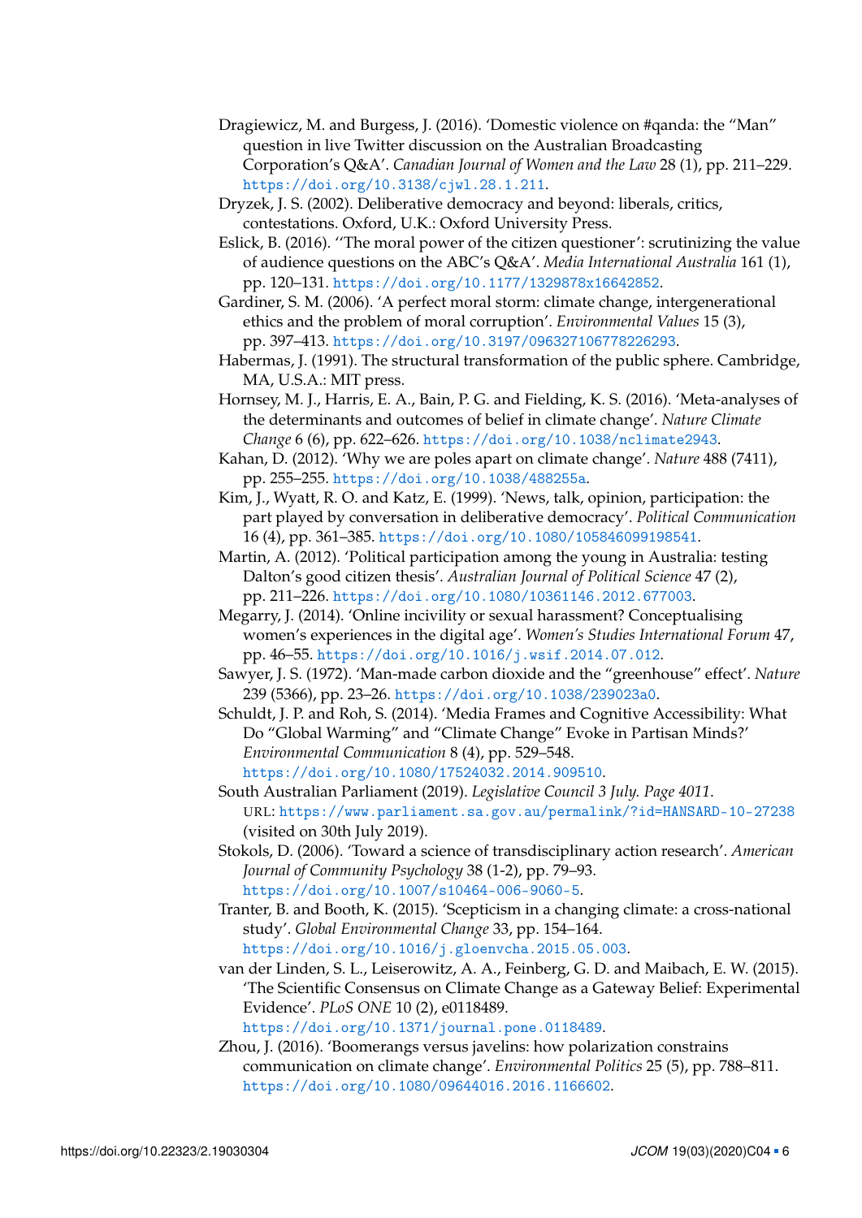Dragiewicz, M. and Burgess, J. (2016). 'Domestic violence on #qanda: the "Man" question in live Twitter discussion on the Australian Broadcasting Corporation's Q&A'. *Canadian Journal of Women and the Law* 28 (1), pp. 211–229. https://doi.org/10.3138/cjwl.28.1.211.

Dryzek, J. S. (2002). Deliberative democracy and beyond: liberals, critics, contestations. Oxford, U.K.: Oxford University Press.

Eslick, B. (2016). ''The moral power of the citizen questioner': scrutinizing the value of audience questions on the ABC's Q&A'. *Media International Australia* 161 (1), pp. 120–131. https://doi.org/10.1177/1329878x16642852.

Gardiner, S. M. (2006). 'A perfect moral storm: climate change, intergenerational ethics and the problem of moral corruption'. *Environmental Values* 15 (3), pp. 397–413. https://doi.org/10.3197/096327106778226293.

Habermas, J. (1991). The structural transformation of the public sphere. Cambridge, MA, U.S.A.: MIT press.

Hornsey, M. J., Harris, E. A., Bain, P. G. and Fielding, K. S. (2016). 'Meta-analyses of the determinants and outcomes of belief in climate change'. *Nature Climate Change* 6 (6), pp. 622–626. https://doi.org/10.1038/nclimate2943.

Kahan, D. (2012). 'Why we are poles apart on climate change'. *Nature* 488 (7411), pp. 255–255. https://doi.org/10.1038/488255a.

Kim, J., Wyatt, R. O. and Katz, E. (1999). 'News, talk, opinion, participation: the part played by conversation in deliberative democracy'. *Political Communication* 16 (4), pp. 361–385. https://doi.org/10.1080/105846099198541.

Martin, A. (2012). 'Political participation among the young in Australia: testing Dalton's good citizen thesis'. *Australian Journal of Political Science* 47 (2), pp. 211–226. https://doi.org/10.1080/10361146.2012.677003.

Megarry, J. (2014). 'Online incivility or sexual harassment? Conceptualising women's experiences in the digital age'. *Women's Studies International Forum* 47, pp. 46–55. https://doi.org/10.1016/j.wsif.2014.07.012.

Sawyer, J. S. (1972). 'Man-made carbon dioxide and the "greenhouse" effect'. *Nature* 239 (5366), pp. 23–26. https://doi.org/10.1038/239023a0.

Schuldt, J. P. and Roh, S. (2014). 'Media Frames and Cognitive Accessibility: What Do "Global Warming" and "Climate Change" Evoke in Partisan Minds?' *Environmental Communication* 8 (4), pp. 529–548. https://doi.org/10.1080/17524032.2014.909510.

South Australian Parliament (2019). *Legislative Council 3 July. Page 4011*. URL: https://www.parliament.sa.gov.au/permalink/?id=HANSARD-10-27238 (visited on 30th July 2019).

Stokols, D. (2006). 'Toward a science of transdisciplinary action research'. *American Journal of Community Psychology* 38 (1-2), pp. 79–93. https://doi.org/10.1007/s10464-006-9060-5.

Tranter, B. and Booth, K. (2015). 'Scepticism in a changing climate: a cross-national study'. *Global Environmental Change* 33, pp. 154–164. https://doi.org/10.1016/j.gloenvcha.2015.05.003.

van der Linden, S. L., Leiserowitz, A. A., Feinberg, G. D. and Maibach, E. W. (2015). 'The Scientific Consensus on Climate Change as a Gateway Belief: Experimental Evidence'. *PLoS ONE* 10 (2), e0118489. https://doi.org/10.1371/journal.pone.0118489.

Zhou, J. (2016). 'Boomerangs versus javelins: how polarization constrains communication on climate change'. *Environmental Politics* 25 (5), pp. 788–811. https://doi.org/10.1080/09644016.2016.1166602.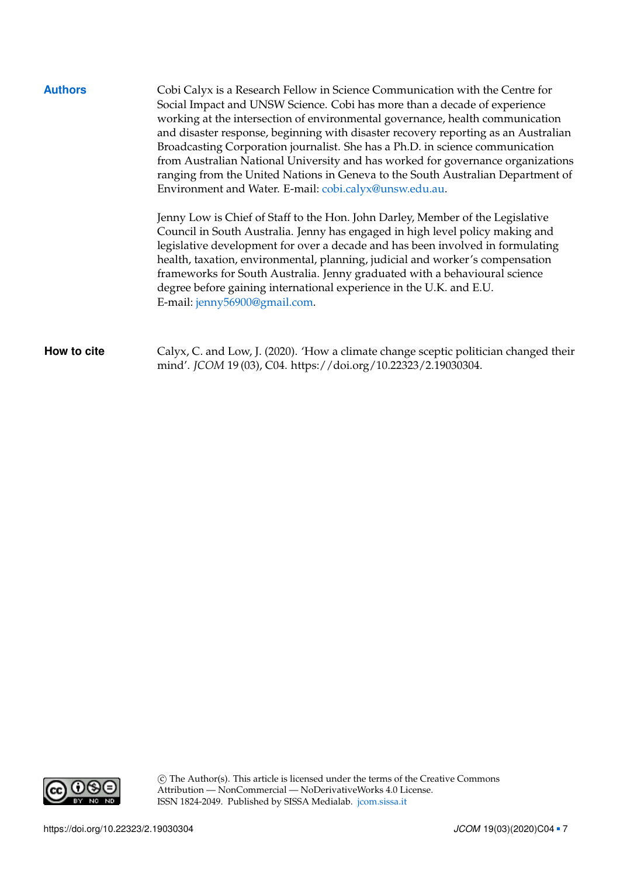## Authors

Cobi Calyx is a Research Fellow in Science Communication with the Centre for Social Impact and UNSW Science. Cobi has more than a decade of experience working at the intersection of environmental governance, health communication and disaster response, beginning with disaster recovery reporting as an Australian Broadcasting Corporation journalist. She has a Ph.D. in science communication from Australian National University and has worked for governance organizations ranging from the United Nations in Geneva to the South Australian Department of Environment and Water. E-mail: cobi.calyx@unsw.edu.au.

Jenny Low is Chief of Staff to the Hon. John Darley, Member of the Legislative Council in South Australia. Jenny has engaged in high level policy making and legislative development for over a decade and has been involved in formulating health, taxation, environmental, planning, judicial and worker's compensation frameworks for South Australia. Jenny graduated with a behavioural science degree before gaining international experience in the U.K. and E.U. E-mail: jenny56900@gmail.com.

## How to cite

Calyx, C. and Low, J. (2020). 'How a climate change sceptic politician changed their mind'. *JCOM* 19 (03), C04. https://doi.org/10.22323/2.19030304.

© The Author(s). This article is licensed under the terms of the Creative Commons Attribution — NonCommercial — NoDerivativeWorks 4.0 License. ISSN 1824-2049. Published by SISSA Medialab. jcom.sissa.it